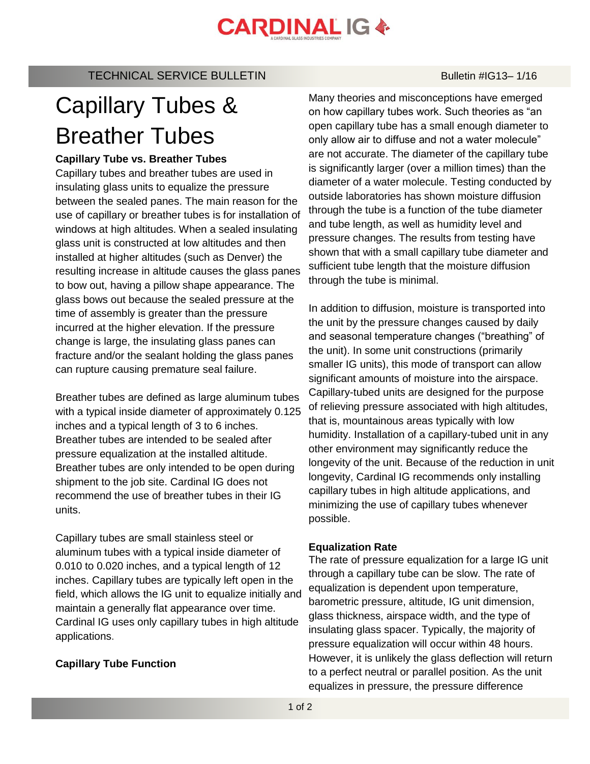CARDINAL IG

A CARDINAL GLASS INDUSTRIES COMPANY

TECHNICAL SERVICE BULLETIN

Bulletin #IG13– 1/16

# Capillary Tubes & Breather Tubes

### Capillary Tube vs. Breather Tubes

Capillary tubes and breather tubes are used in insulating glass units to equalize the pressure between the sealed panes. The main reason for the use of capillary or breather tubes is for installation of windows at high altitudes. When a sealed insulating glass unit is constructed at low altitudes and then installed at higher altitudes (such as Denver) the resulting increase in altitude causes the glass panes to bow out, having a pillow shape appearance. The glass bows out because the sealed pressure at the time of assembly is greater than the pressure incurred at the higher elevation. If the pressure change is large, the insulating glass panes can fracture and/or the sealant holding the glass panes can rupture causing premature seal failure.

Breather tubes are defined as large aluminum tubes with a typical inside diameter of approximately 0.125 inches and a typical length of 3 to 6 inches. Breather tubes are intended to be sealed after pressure equalization at the installed altitude. Breather tubes are only intended to be open during shipment to the job site. Cardinal IG does not recommend the use of breather tubes in their IG units.

Capillary tubes are small stainless steel or aluminum tubes with a typical inside diameter of 0.010 to 0.020 inches, and a typical length of 12 inches. Capillary tubes are typically left open in the field, which allows the IG unit to equalize initially and maintain a generally flat appearance over time. Cardinal IG uses only capillary tubes in high altitude applications.

### Capillary Tube Function

Many theories and misconceptions have emerged on how capillary tubes work. Such theories as "an open capillary tube has a small enough diameter to only allow air to diffuse and not a water molecule" are not accurate. The diameter of the capillary tube is significantly larger (over a million times) than the diameter of a water molecule. Testing conducted by outside laboratories has shown moisture diffusion through the tube is a function of the tube diameter and tube length, as well as humidity level and pressure changes. The results from testing have shown that with a small capillary tube diameter and sufficient tube length that the moisture diffusion through the tube is minimal.

In addition to diffusion, moisture is transported into the unit by the pressure changes caused by daily and seasonal temperature changes ("breathing" of the unit). In some unit constructions (primarily smaller IG units), this mode of transport can allow significant amounts of moisture into the airspace. Capillary-tubed units are designed for the purpose of relieving pressure associated with high altitudes, that is, mountainous areas typically with low humidity. Installation of a capillary-tubed unit in any other environment may significantly reduce the longevity of the unit. Because of the reduction in unit longevity, Cardinal IG recommends only installing capillary tubes in high altitude applications, and minimizing the use of capillary tubes whenever possible.

### Equalization Rate

The rate of pressure equalization for a large IG unit through a capillary tube can be slow. The rate of equalization is dependent upon temperature, barometric pressure, altitude, IG unit dimension, glass thickness, airspace width, and the type of insulating glass spacer. Typically, the majority of pressure equalization will occur within 48 hours. However, it is unlikely the glass deflection will return to a perfect neutral or parallel position. As the unit equalizes in pressure, the pressure difference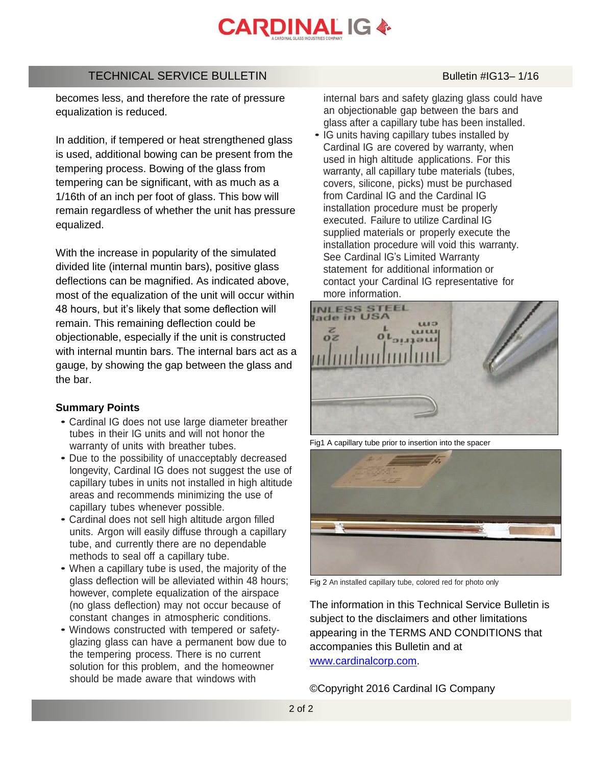becomes less, and therefore the rate of pressure equalization is reduced.

In addition, if tempered or heat strengthened glass is used, additional bowing can be present from the tempering process. Bowing of the glass from tempering can be significant, with as much as a 1/16th of an inch per foot of glass. This bow will remain regardless of whether the unit has pressure equalized.

With the increase in popularity of the simulated divided lite (internal muntin bars), positive glass deflections can be magnified. As indicated above, most of the equalization of the unit will occur within 48 hours, but it's likely that some deflection will remain. This remaining deflection could be objectionable, especially if the unit is constructed with internal muntin bars. The internal bars act as a gauge, by showing the gap between the glass and the bar.

**Summary Points**

- Cardinal IG does not use large diameter breather tubes in their IG units and will not honor the warranty of units with breather tubes.
- Due to the possibility of unacceptably decreased longevity, Cardinal IG does not suggest the use of capillary tubes in units not installed in high altitude areas and recommends minimizing the use of capillary tubes whenever possible.
- Cardinal does not sell high altitude argon filled units. Argon will easily diffuse through a capillary tube, and currently there are no dependable methods to seal off a capillary tube.
- When a capillary tube is used, the majority of the glass deflection will be alleviated within 48 hours; however, complete equalization of the airspace (no glass deflection) may not occur because of constant changes in atmospheric conditions.
- Windows constructed with tempered or safety-glazing glass can have a permanent bow due to the tempering process. There is no current solution for this problem, and the homeowner should be made aware that windows with internal bars and safety glazing glass could have an objectionable gap between the bars and glass after a capillary tube has been installed.
- IG units having capillary tubes installed by Cardinal IG are covered by warranty, when used in high altitude applications. For this warranty, all capillary tube materials (tubes, covers, silicone, picks) must be purchased from Cardinal IG and the Cardinal IG installation procedure must be properly executed. Failure to utilize Cardinal IG supplied materials or properly execute the installation procedure will void this warranty. See Cardinal IG's Limited Warranty statement for additional information or contact your Cardinal IG representative for more information.

Fig1 A capillary tube prior to insertion into the spacer

Fig 2 An installed capillary tube, colored red for photo only

The information in this Technical Service Bulletin is subject to the disclaimers and other limitations appearing in the TERMS AND CONDITIONS that accompanies this Bulletin and at [www.cardinalcorp.com](http://www.cardinalcorp.com).

©Copyright 2016 Cardinal IG Company